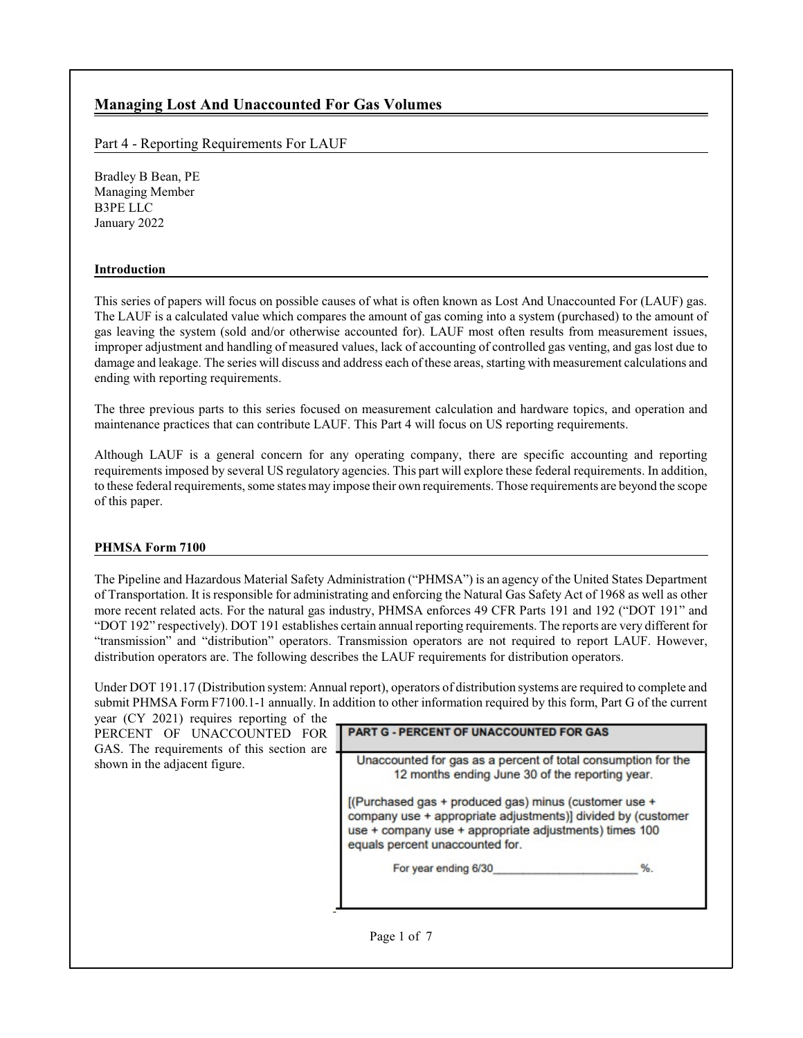# Managing Lost And Unaccounted For Gas Volumes

Part 4 - Reporting Requirements For LAUF

Bradley B Bean, PE
Managing Member
B3PE LLC
January 2022

## Introduction

This series of papers will focus on possible causes of what is often known as Lost And Unaccounted For (LAUF) gas. The LAUF is a calculated value which compares the amount of gas coming into a system (purchased) to the amount of gas leaving the system (sold and/or otherwise accounted for). LAUF most often results from measurement issues, improper adjustment and handling of measured values, lack of accounting of controlled gas venting, and gas lost due to damage and leakage. The series will discuss and address each of these areas, starting with measurement calculations and ending with reporting requirements.

The three previous parts to this series focused on measurement calculation and hardware topics, and operation and maintenance practices that can contribute LAUF. This Part 4 will focus on US reporting requirements.

Although LAUF is a general concern for any operating company, there are specific accounting and reporting requirements imposed by several US regulatory agencies. This part will explore these federal requirements. In addition, to these federal requirements, some states may impose their own requirements. Those requirements are beyond the scope of this paper.

## PHMSA Form 7100

The Pipeline and Hazardous Material Safety Administration ("PHMSA") is an agency of the United States Department of Transportation. It is responsible for administrating and enforcing the Natural Gas Safety Act of 1968 as well as other more recent related acts. For the natural gas industry, PHMSA enforces 49 CFR Parts 191 and 192 ("DOT 191" and "DOT 192" respectively). DOT 191 establishes certain annual reporting requirements. The reports are very different for "transmission" and "distribution" operators. Transmission operators are not required to report LAUF. However, distribution operators are. The following describes the LAUF requirements for distribution operators.

Under DOT 191.17 (Distribution system: Annual report), operators of distribution systems are required to complete and submit PHMSA Form F7100.1-1 annually. In addition to other information required by this form, Part G of the current year (CY 2021) requires reporting of the PERCENT OF UNACCOUNTED FOR GAS. The requirements of this section are shown in the adjacent figure.

| **PART G - PERCENT OF UNACCOUNTED FOR GAS** |
|---|
| Unaccounted for gas as a percent of total consumption for the 12 months ending June 30 of the reporting year.<br><br>[(Purchased gas + produced gas) minus (customer use + company use + appropriate adjustments)] divided by (customer use + company use + appropriate adjustments) times 100 equals percent unaccounted for.<br><br>For year ending 6/30\_\_\_\_\_\_\_\_\_\_\_\_\_\_\_\_\_\_\_\_\_\_\_\_ %. |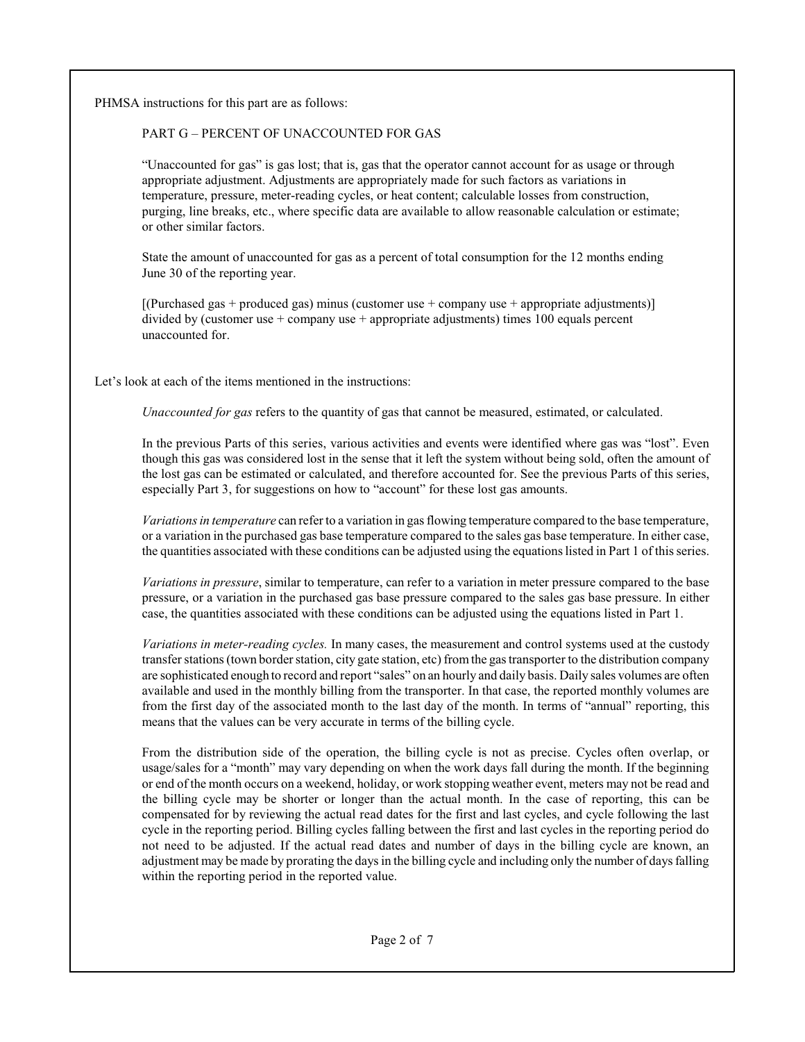PHMSA instructions for this part are as follows:

> PART G – PERCENT OF UNACCOUNTED FOR GAS
>
> "Unaccounted for gas" is gas lost; that is, gas that the operator cannot account for as usage or through appropriate adjustment. Adjustments are appropriately made for such factors as variations in temperature, pressure, meter-reading cycles, or heat content; calculable losses from construction, purging, line breaks, etc., where specific data are available to allow reasonable calculation or estimate; or other similar factors.
>
> State the amount of unaccounted for gas as a percent of total consumption for the 12 months ending June 30 of the reporting year.
>
> [(Purchased gas + produced gas) minus (customer use + company use + appropriate adjustments)] divided by (customer use + company use + appropriate adjustments) times 100 equals percent unaccounted for.

Let's look at each of the items mentioned in the instructions:

*Unaccounted for gas* refers to the quantity of gas that cannot be measured, estimated, or calculated.

In the previous Parts of this series, various activities and events were identified where gas was "lost". Even though this gas was considered lost in the sense that it left the system without being sold, often the amount of the lost gas can be estimated or calculated, and therefore accounted for. See the previous Parts of this series, especially Part 3, for suggestions on how to "account" for these lost gas amounts.

*Variations in temperature* can refer to a variation in gas flowing temperature compared to the base temperature, or a variation in the purchased gas base temperature compared to the sales gas base temperature. In either case, the quantities associated with these conditions can be adjusted using the equations listed in Part 1 of this series.

*Variations in pressure*, similar to temperature, can refer to a variation in meter pressure compared to the base pressure, or a variation in the purchased gas base pressure compared to the sales gas base pressure. In either case, the quantities associated with these conditions can be adjusted using the equations listed in Part 1.

*Variations in meter-reading cycles.* In many cases, the measurement and control systems used at the custody transfer stations (town border station, city gate station, etc) from the gas transporter to the distribution company are sophisticated enough to record and report "sales" on an hourly and daily basis. Daily sales volumes are often available and used in the monthly billing from the transporter. In that case, the reported monthly volumes are from the first day of the associated month to the last day of the month. In terms of "annual" reporting, this means that the values can be very accurate in terms of the billing cycle.

From the distribution side of the operation, the billing cycle is not as precise. Cycles often overlap, or usage/sales for a "month" may vary depending on when the work days fall during the month. If the beginning or end of the month occurs on a weekend, holiday, or work stopping weather event, meters may not be read and the billing cycle may be shorter or longer than the actual month. In the case of reporting, this can be compensated for by reviewing the actual read dates for the first and last cycles, and cycle following the last cycle in the reporting period. Billing cycles falling between the first and last cycles in the reporting period do not need to be adjusted. If the actual read dates and number of days in the billing cycle are known, an adjustment may be made by prorating the days in the billing cycle and including only the number of days falling within the reporting period in the reported value.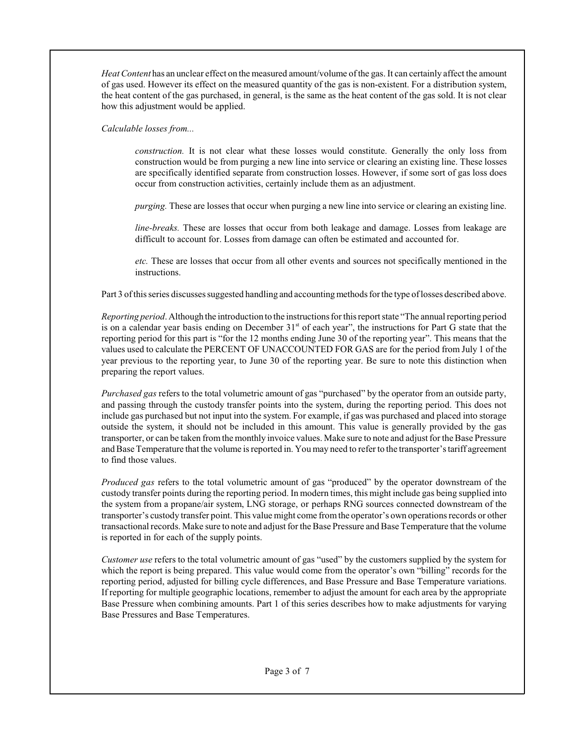*Heat Content* has an unclear effect on the measured amount/volume of the gas. It can certainly affect the amount of gas used. However its effect on the measured quantity of the gas is non-existent. For a distribution system, the heat content of the gas purchased, in general, is the same as the heat content of the gas sold. It is not clear how this adjustment would be applied.

*Calculable losses from...*

> *construction.* It is not clear what these losses would constitute. Generally the only loss from construction would be from purging a new line into service or clearing an existing line. These losses are specifically identified separate from construction losses. However, if some sort of gas loss does occur from construction activities, certainly include them as an adjustment.
>
> *purging.* These are losses that occur when purging a new line into service or clearing an existing line.
>
> *line-breaks.* These are losses that occur from both leakage and damage. Losses from leakage are difficult to account for. Losses from damage can often be estimated and accounted for.
>
> *etc.* These are losses that occur from all other events and sources not specifically mentioned in the instructions.

Part 3 of this series discusses suggested handling and accounting methods for the type of losses described above.

*Reporting period*. Although the introduction to the instructions for this report state "The annual reporting period is on a calendar year basis ending on December 31st of each year", the instructions for Part G state that the reporting period for this part is "for the 12 months ending June 30 of the reporting year". This means that the values used to calculate the PERCENT OF UNACCOUNTED FOR GAS are for the period from July 1 of the year previous to the reporting year, to June 30 of the reporting year. Be sure to note this distinction when preparing the report values.

*Purchased gas* refers to the total volumetric amount of gas "purchased" by the operator from an outside party, and passing through the custody transfer points into the system, during the reporting period. This does not include gas purchased but not input into the system. For example, if gas was purchased and placed into storage outside the system, it should not be included in this amount. This value is generally provided by the gas transporter, or can be taken from the monthly invoice values. Make sure to note and adjust for the Base Pressure and Base Temperature that the volume is reported in. You may need to refer to the transporter's tariff agreement to find those values.

*Produced gas* refers to the total volumetric amount of gas "produced" by the operator downstream of the custody transfer points during the reporting period. In modern times, this might include gas being supplied into the system from a propane/air system, LNG storage, or perhaps RNG sources connected downstream of the transporter's custody transfer point. This value might come from the operator's own operations records or other transactional records. Make sure to note and adjust for the Base Pressure and Base Temperature that the volume is reported in for each of the supply points.

*Customer use* refers to the total volumetric amount of gas "used" by the customers supplied by the system for which the report is being prepared. This value would come from the operator's own "billing" records for the reporting period, adjusted for billing cycle differences, and Base Pressure and Base Temperature variations. If reporting for multiple geographic locations, remember to adjust the amount for each area by the appropriate Base Pressure when combining amounts. Part 1 of this series describes how to make adjustments for varying Base Pressures and Base Temperatures.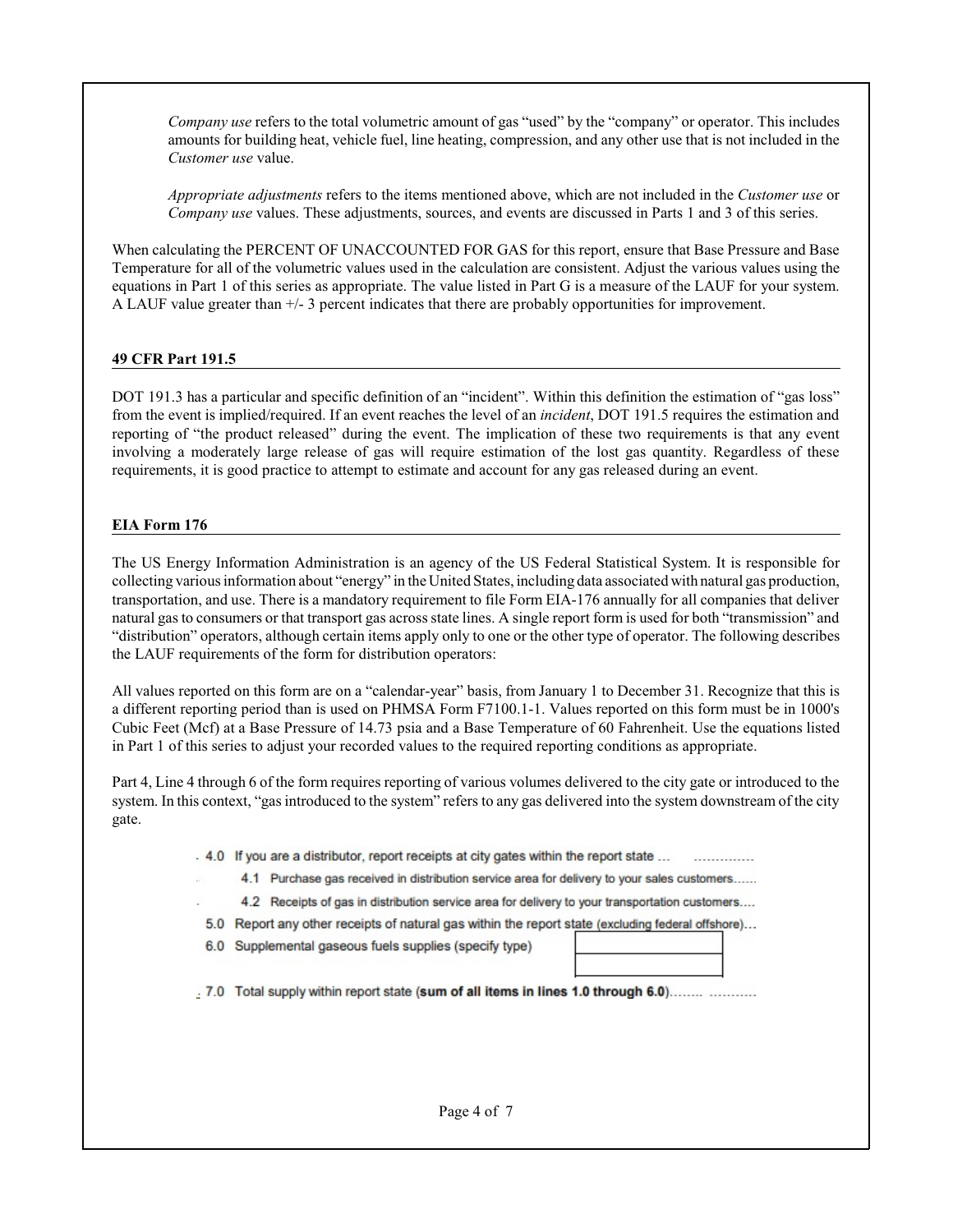*Company use* refers to the total volumetric amount of gas "used" by the "company" or operator. This includes amounts for building heat, vehicle fuel, line heating, compression, and any other use that is not included in the *Customer use* value.

*Appropriate adjustments* refers to the items mentioned above, which are not included in the *Customer use* or *Company use* values. These adjustments, sources, and events are discussed in Parts 1 and 3 of this series.

When calculating the PERCENT OF UNACCOUNTED FOR GAS for this report, ensure that Base Pressure and Base Temperature for all of the volumetric values used in the calculation are consistent. Adjust the various values using the equations in Part 1 of this series as appropriate. The value listed in Part G is a measure of the LAUF for your system. A LAUF value greater than +/- 3 percent indicates that there are probably opportunities for improvement.

## 49 CFR Part 191.5

DOT 191.3 has a particular and specific definition of an "incident". Within this definition the estimation of "gas loss" from the event is implied/required. If an event reaches the level of an *incident*, DOT 191.5 requires the estimation and reporting of "the product released" during the event. The implication of these two requirements is that any event involving a moderately large release of gas will require estimation of the lost gas quantity. Regardless of these requirements, it is good practice to attempt to estimate and account for any gas released during an event.

## EIA Form 176

The US Energy Information Administration is an agency of the US Federal Statistical System. It is responsible for collecting various information about "energy" in the United States, including data associated with natural gas production, transportation, and use. There is a mandatory requirement to file Form EIA-176 annually for all companies that deliver natural gas to consumers or that transport gas across state lines. A single report form is used for both "transmission" and "distribution" operators, although certain items apply only to one or the other type of operator. The following describes the LAUF requirements of the form for distribution operators:

All values reported on this form are on a "calendar-year" basis, from January 1 to December 31. Recognize that this is a different reporting period than is used on PHMSA Form F7100.1-1. Values reported on this form must be in 1000's Cubic Feet (Mcf) at a Base Pressure of 14.73 psia and a Base Temperature of 60 Fahrenheit. Use the equations listed in Part 1 of this series to adjust your recorded values to the required reporting conditions as appropriate.

Part 4, Line 4 through 6 of the form requires reporting of various volumes delivered to the city gate or introduced to the system. In this context, "gas introduced to the system" refers to any gas delivered into the system downstream of the city gate.

- 4.0 If you are a distributor, report receipts at city gates within the report state ... ..............
  - 4.1 Purchase gas received in distribution service area for delivery to your sales customers......
  - 4.2 Receipts of gas in distribution service area for delivery to your transportation customers....
- 5.0 Report any other receipts of natural gas within the report state (excluding federal offshore)...
- 6.0 Supplemental gaseous fuels supplies (specify type)
- 7.0 Total supply within report state (**sum of all items in lines 1.0 through 6.0**)........ ...........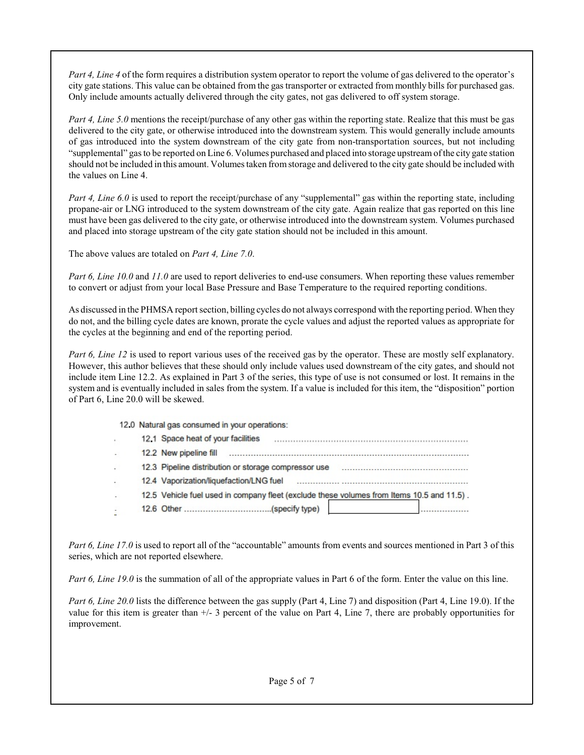*Part 4, Line 4* of the form requires a distribution system operator to report the volume of gas delivered to the operator's city gate stations. This value can be obtained from the gas transporter or extracted from monthly bills for purchased gas. Only include amounts actually delivered through the city gates, not gas delivered to off system storage.

*Part 4, Line 5.0* mentions the receipt/purchase of any other gas within the reporting state. Realize that this must be gas delivered to the city gate, or otherwise introduced into the downstream system. This would generally include amounts of gas introduced into the system downstream of the city gate from non-transportation sources, but not including "supplemental" gas to be reported on Line 6. Volumes purchased and placed into storage upstream of the city gate station should not be included in this amount. Volumes taken from storage and delivered to the city gate should be included with the values on Line 4.

*Part 4, Line 6.0* is used to report the receipt/purchase of any "supplemental" gas within the reporting state, including propane-air or LNG introduced to the system downstream of the city gate. Again realize that gas reported on this line must have been gas delivered to the city gate, or otherwise introduced into the downstream system. Volumes purchased and placed into storage upstream of the city gate station should not be included in this amount.

The above values are totaled on *Part 4, Line 7.0*.

*Part 6, Line 10.0* and *11.0* are used to report deliveries to end-use consumers. When reporting these values remember to convert or adjust from your local Base Pressure and Base Temperature to the required reporting conditions.

As discussed in the PHMSA report section, billing cycles do not always correspond with the reporting period. When they do not, and the billing cycle dates are known, prorate the cycle values and adjust the reported values as appropriate for the cycles at the beginning and end of the reporting period.

*Part 6, Line 12* is used to report various uses of the received gas by the operator. These are mostly self explanatory. However, this author believes that these should only include values used downstream of the city gates, and should not include item Line 12.2. As explained in Part 3 of the series, this type of use is not consumed or lost. It remains in the system and is eventually included in sales from the system. If a value is included for this item, the "disposition" portion of Part 6, Line 20.0 will be skewed.

12.0 Natural gas consumed in your operations:

- 12.1 Space heat of your facilities ..........
- 12.2 New pipeline fill ..........
- 12.3 Pipeline distribution or storage compressor use ..........
- 12.4 Vaporization/liquefaction/LNG fuel ..........
- 12.5 Vehicle fuel used in company fleet (exclude these volumes from Items 10.5 and 11.5) .
- 12.6 Other ..........(specify type) [          ] ..........

*Part 6, Line 17.0* is used to report all of the "accountable" amounts from events and sources mentioned in Part 3 of this series, which are not reported elsewhere.

*Part 6, Line 19.0* is the summation of all of the appropriate values in Part 6 of the form. Enter the value on this line.

*Part 6, Line 20.0* lists the difference between the gas supply (Part 4, Line 7) and disposition (Part 4, Line 19.0). If the value for this item is greater than +/- 3 percent of the value on Part 4, Line 7, there are probably opportunities for improvement.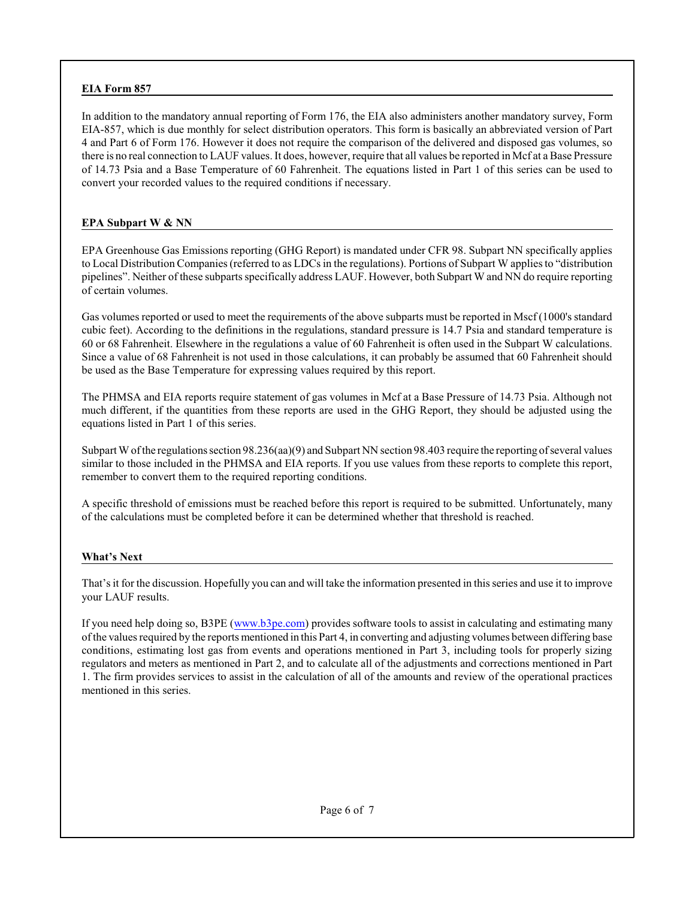## EIA Form 857

In addition to the mandatory annual reporting of Form 176, the EIA also administers another mandatory survey, Form EIA-857, which is due monthly for select distribution operators. This form is basically an abbreviated version of Part 4 and Part 6 of Form 176. However it does not require the comparison of the delivered and disposed gas volumes, so there is no real connection to LAUF values. It does, however, require that all values be reported in Mcf at a Base Pressure of 14.73 Psia and a Base Temperature of 60 Fahrenheit. The equations listed in Part 1 of this series can be used to convert your recorded values to the required conditions if necessary.

## EPA Subpart W & NN

EPA Greenhouse Gas Emissions reporting (GHG Report) is mandated under CFR 98. Subpart NN specifically applies to Local Distribution Companies (referred to as LDCs in the regulations). Portions of Subpart W applies to "distribution pipelines". Neither of these subparts specifically address LAUF. However, both Subpart W and NN do require reporting of certain volumes.

Gas volumes reported or used to meet the requirements of the above subparts must be reported in Mscf (1000's standard cubic feet). According to the definitions in the regulations, standard pressure is 14.7 Psia and standard temperature is 60 or 68 Fahrenheit. Elsewhere in the regulations a value of 60 Fahrenheit is often used in the Subpart W calculations. Since a value of 68 Fahrenheit is not used in those calculations, it can probably be assumed that 60 Fahrenheit should be used as the Base Temperature for expressing values required by this report.

The PHMSA and EIA reports require statement of gas volumes in Mcf at a Base Pressure of 14.73 Psia. Although not much different, if the quantities from these reports are used in the GHG Report, they should be adjusted using the equations listed in Part 1 of this series.

Subpart W of the regulations section 98.236(aa)(9) and Subpart NN section 98.403 require the reporting of several values similar to those included in the PHMSA and EIA reports. If you use values from these reports to complete this report, remember to convert them to the required reporting conditions.

A specific threshold of emissions must be reached before this report is required to be submitted. Unfortunately, many of the calculations must be completed before it can be determined whether that threshold is reached.

## What's Next

That's it for the discussion. Hopefully you can and will take the information presented in this series and use it to improve your LAUF results.

If you need help doing so, B3PE ([www.b3pe.com](http://www.b3pe.com)) provides software tools to assist in calculating and estimating many of the values required by the reports mentioned in this Part 4, in converting and adjusting volumes between differing base conditions, estimating lost gas from events and operations mentioned in Part 3, including tools for properly sizing regulators and meters as mentioned in Part 2, and to calculate all of the adjustments and corrections mentioned in Part 1. The firm provides services to assist in the calculation of all of the amounts and review of the operational practices mentioned in this series.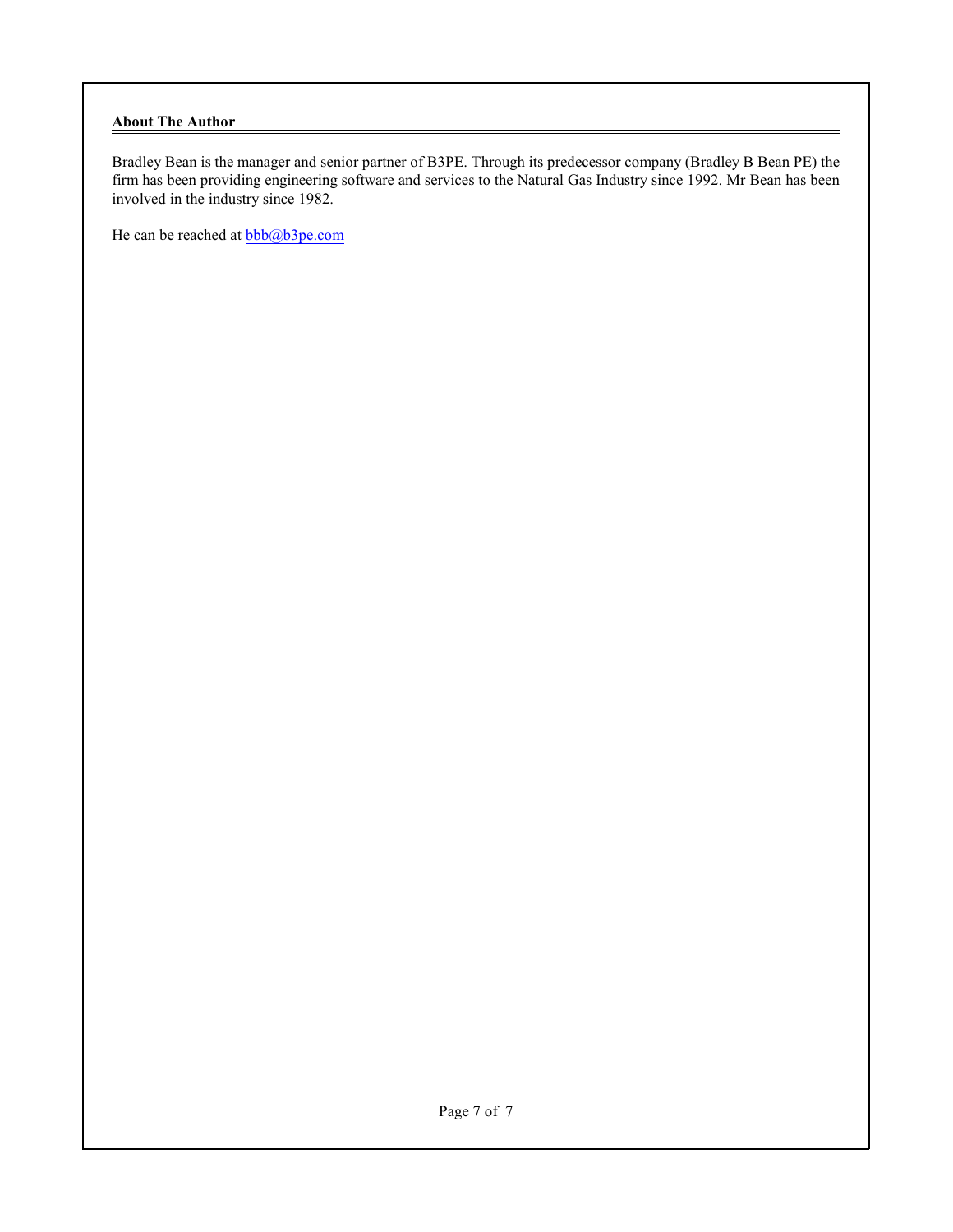## About The Author

Bradley Bean is the manager and senior partner of B3PE. Through its predecessor company (Bradley B Bean PE) the firm has been providing engineering software and services to the Natural Gas Industry since 1992. Mr Bean has been involved in the industry since 1982.

He can be reached at bbb@b3pe.com